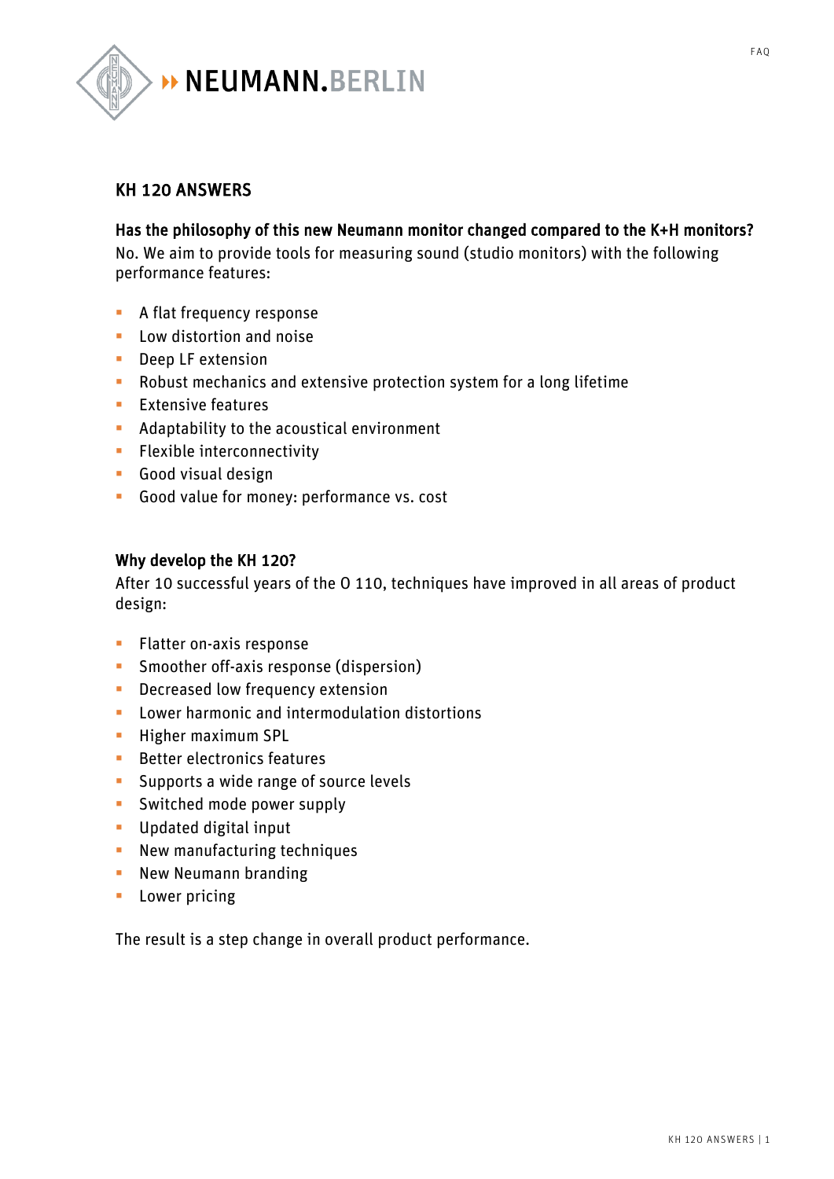# KH 120 ANSWERS

## Has the philosophy of this new Neumann monitor changed compared to the K+H monitors?

No. We aim to provide tools for measuring sound (studio monitors) with the following performance features:

- A flat frequency response
- Low distortion and noise
- Deep LF extension
- Robust mechanics and extensive protection system for a long lifetime
- Extensive features
- Adaptability to the acoustical environment
- Flexible interconnectivity
- Good visual design
- Good value for money: performance vs. cost

## Why develop the KH 120?

After 10 successful years of the O 110, techniques have improved in all areas of product design:

- Flatter on-axis response
- Smoother off-axis response (dispersion)
- Decreased low frequency extension
- Lower harmonic and intermodulation distortions
- Higher maximum SPL
- Better electronics features
- Supports a wide range of source levels
- Switched mode power supply
- Updated digital input
- New manufacturing techniques
- New Neumann branding
- Lower pricing

The result is a step change in overall product performance.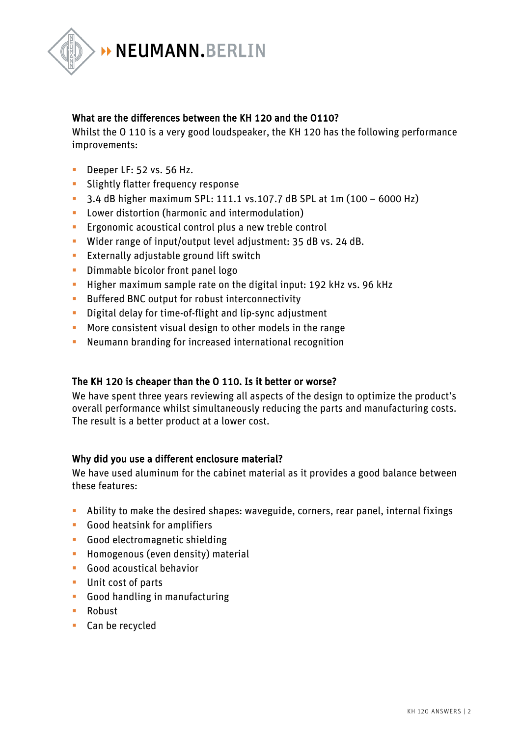### What are the differences between the KH 120 and the O110?

Whilst the O 110 is a very good loudspeaker, the KH 120 has the following performance improvements:

- Deeper LF: 52 vs. 56 Hz.
- Slightly flatter frequency response
- 3.4 dB higher maximum SPL: 111.1 vs.107.7 dB SPL at 1m (100 – 6000 Hz)
- Lower distortion (harmonic and intermodulation)
- Ergonomic acoustical control plus a new treble control
- Wider range of input/output level adjustment: 35 dB vs. 24 dB.
- Externally adjustable ground lift switch
- Dimmable bicolor front panel logo
- Higher maximum sample rate on the digital input: 192 kHz vs. 96 kHz
- Buffered BNC output for robust interconnectivity
- Digital delay for time-of-flight and lip-sync adjustment
- More consistent visual design to other models in the range
- Neumann branding for increased international recognition

### The KH 120 is cheaper than the O 110. Is it better or worse?

We have spent three years reviewing all aspects of the design to optimize the product's overall performance whilst simultaneously reducing the parts and manufacturing costs. The result is a better product at a lower cost.

### Why did you use a different enclosure material?

We have used aluminum for the cabinet material as it provides a good balance between these features:

- Ability to make the desired shapes: waveguide, corners, rear panel, internal fixings
- Good heatsink for amplifiers
- Good electromagnetic shielding
- Homogenous (even density) material
- Good acoustical behavior
- Unit cost of parts
- Good handling in manufacturing
- Robust
- Can be recycled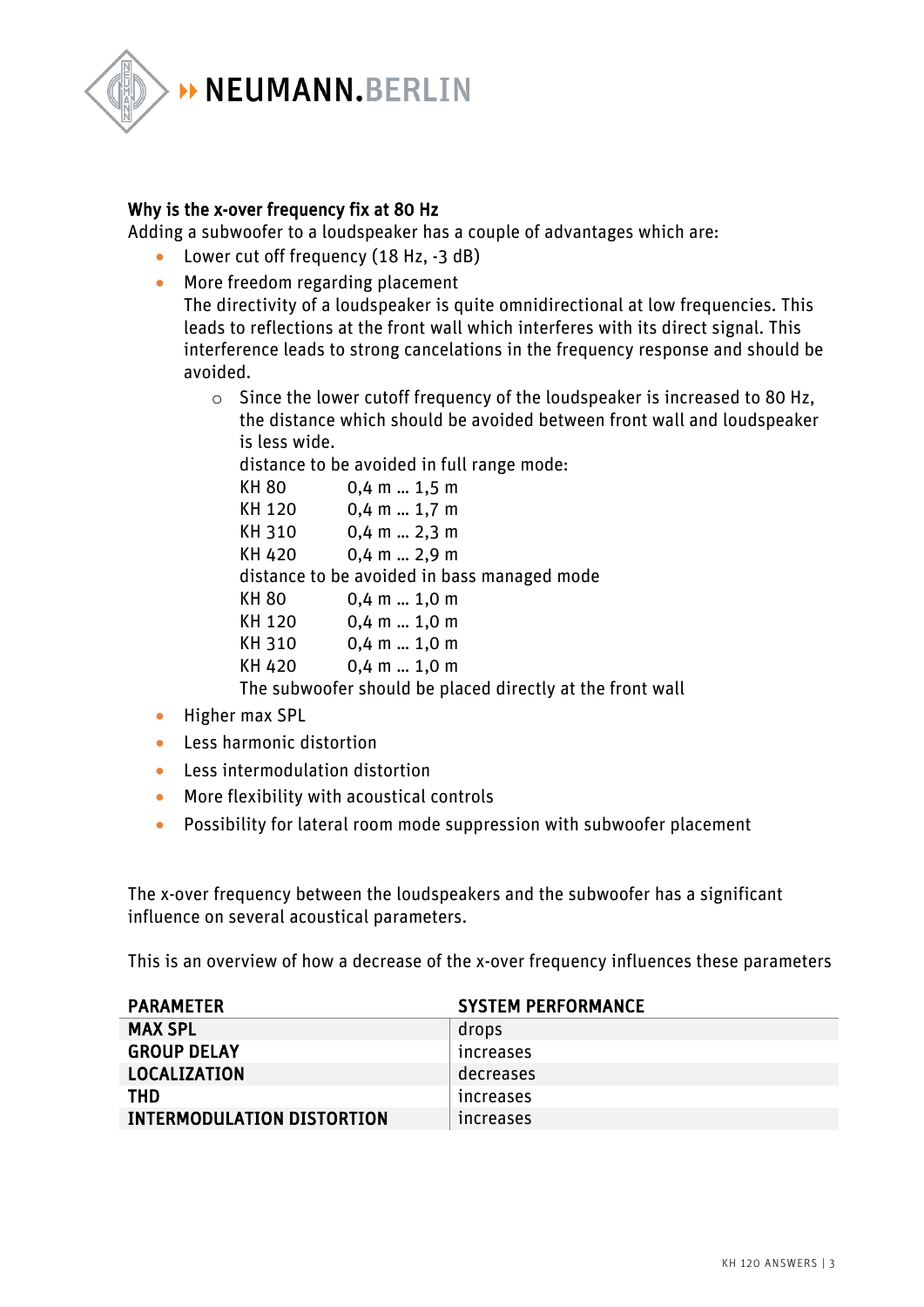### Why is the x-over frequency fix at 80 Hz

Adding a subwoofer to a loudspeaker has a couple of advantages which are:

- Lower cut off frequency (18 Hz, -3 dB)
- More freedom regarding placement
  The directivity of a loudspeaker is quite omnidirectional at low frequencies. This leads to reflections at the front wall which interferes with its direct signal. This interference leads to strong cancelations in the frequency response and should be avoided.
  - Since the lower cutoff frequency of the loudspeaker is increased to 80 Hz, the distance which should be avoided between front wall and loudspeaker is less wide.
    distance to be avoided in full range mode:
    KH 80 0,4 m … 1,5 m
    KH 120 0,4 m … 1,7 m
    KH 310 0,4 m … 2,3 m
    KH 420 0,4 m … 2,9 m
    distance to be avoided in bass managed mode
    KH 80 0,4 m … 1,0 m
    KH 120 0,4 m … 1,0 m
    KH 310 0,4 m … 1,0 m
    KH 420 0,4 m … 1,0 m
    The subwoofer should be placed directly at the front wall
- Higher max SPL
- Less harmonic distortion
- Less intermodulation distortion
- More flexibility with acoustical controls
- Possibility for lateral room mode suppression with subwoofer placement

The x-over frequency between the loudspeakers and the subwoofer has a significant influence on several acoustical parameters.

This is an overview of how a decrease of the x-over frequency influences these parameters

| PARAMETER | SYSTEM PERFORMANCE |
| --- | --- |
| **MAX SPL** | drops |
| **GROUP DELAY** | increases |
| **LOCALIZATION** | decreases |
| **THD** | increases |
| **INTERMODULATION DISTORTION** | increases |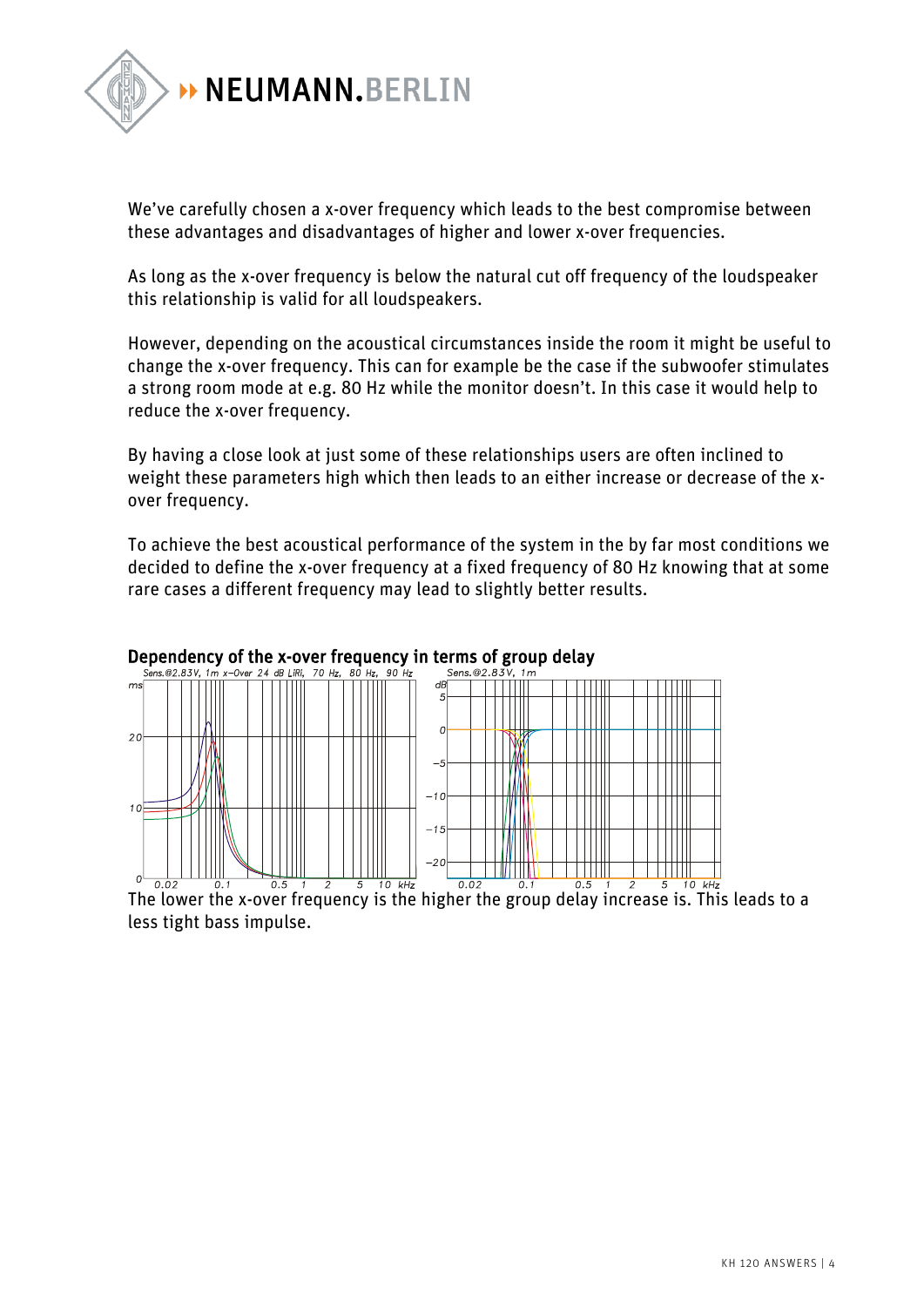We've carefully chosen a x-over frequency which leads to the best compromise between these advantages and disadvantages of higher and lower x-over frequencies.

As long as the x-over frequency is below the natural cut off frequency of the loudspeaker this relationship is valid for all loudspeakers.

However, depending on the acoustical circumstances inside the room it might be useful to change the x-over frequency. This can for example be the case if the subwoofer stimulates a strong room mode at e.g. 80 Hz while the monitor doesn't. In this case it would help to reduce the x-over frequency.

By having a close look at just some of these relationships users are often inclined to weight these parameters high which then leads to an either increase or decrease of the x-over frequency.

To achieve the best acoustical performance of the system in the by far most conditions we decided to define the x-over frequency at a fixed frequency of 80 Hz knowing that at some rare cases a different frequency may lead to slightly better results.

**Dependency of the x-over frequency in terms of group delay**

The lower the x-over frequency is the higher the group delay increase is. This leads to a less tight bass impulse.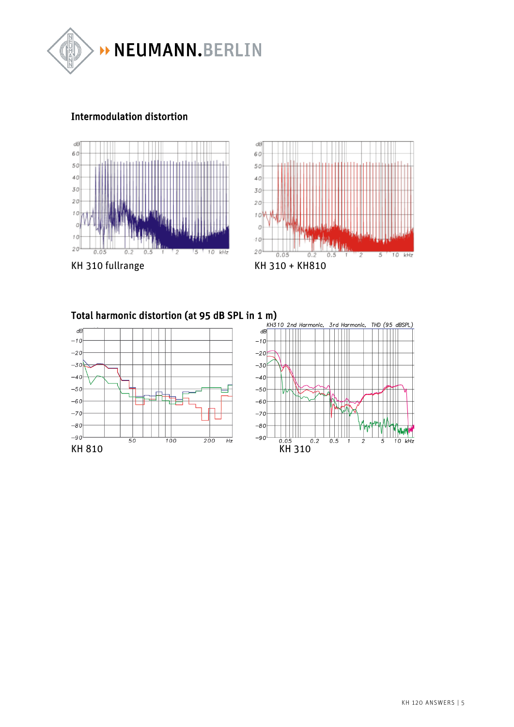## Intermodulation distortion

KH 310 fullrange

KH 310 + KH810

## Total harmonic distortion (at 95 dB SPL in 1 m)

KH 810

KH 310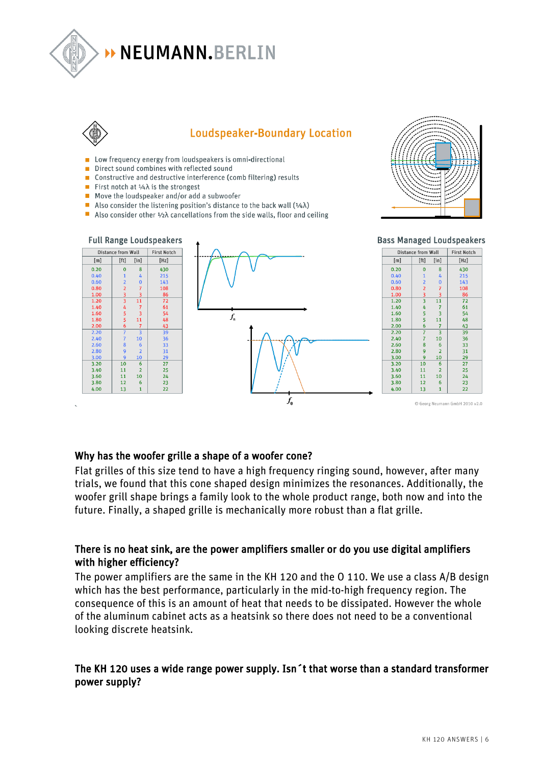# Loudspeaker-Boundary Location

- Low frequency energy from loudspeakers is omni-directional
- Direct sound combines with reflected sound
- Constructive and destructive interference (comb filtering) results
- First notch at ¼λ is the strongest
- Move the loudspeaker and/or add a subwoofer
- Also consider the listening position's distance to the back wall (¼λ)
- Also consider other ½λ cancellations from the side walls, floor and ceiling

### Full Range Loudspeakers

| Distance from Wall | | | First Notch |
|---|---|---|---|
| [m] | [ft] | [in] | [Hz] |
| 0.20 | 0 | 8 | 430 |
| 0.40 | 1 | 4 | 215 |
| 0.60 | 2 | 0 | 143 |
| 0.80 | 2 | 7 | 108 |
| 1.00 | 3 | 3 | 86 |
| 1.20 | 3 | 11 | 72 |
| 1.40 | 4 | 7 | 61 |
| 1.60 | 5 | 3 | 54 |
| 1.80 | 5 | 11 | 48 |
| 2.00 | 6 | 7 | 43 |
| 2.20 | 7 | 3 | 39 |
| 2.40 | 7 | 10 | 36 |
| 2.60 | 8 | 6 | 33 |
| 2.80 | 9 | 2 | 31 |
| 3.00 | 9 | 10 | 29 |
| 3.20 | 10 | 6 | 27 |
| 3.40 | 11 | 2 | 25 |
| 3.60 | 11 | 10 | 24 |
| 3.80 | 12 | 6 | 23 |
| 4.00 | 13 | 1 | 22 |

### Bass Managed Loudspeakers

| Distance from Wall | | | First Notch |
|---|---|---|---|
| [m] | [ft] | [in] | [Hz] |
| 0.20 | 0 | 8 | 430 |
| 0.40 | 1 | 4 | 215 |
| 0.60 | 2 | 0 | 143 |
| 0.80 | 2 | 7 | 108 |
| 1.00 | 3 | 3 | 86 |
| 1.20 | 3 | 11 | 72 |
| 1.40 | 4 | 7 | 61 |
| 1.60 | 5 | 3 | 54 |
| 1.80 | 5 | 11 | 48 |
| 2.00 | 6 | 7 | 43 |
| 2.20 | 7 | 3 | 39 |
| 2.40 | 7 | 10 | 36 |
| 2.60 | 8 | 6 | 33 |
| 2.80 | 9 | 2 | 31 |
| 3.00 | 9 | 10 | 29 |
| 3.20 | 10 | 6 | 27 |
| 3.40 | 11 | 2 | 25 |
| 3.60 | 11 | 10 | 24 |
| 3.80 | 12 | 6 | 23 |
| 4.00 | 13 | 1 | 22 |

$f_n$

$f_0$

© Georg Neumann GmbH 2010 v2.0

### Why has the woofer grille a shape of a woofer cone?

Flat grilles of this size tend to have a high frequency ringing sound, however, after many trials, we found that this cone shaped design minimizes the resonances. Additionally, the woofer grill shape brings a family look to the whole product range, both now and into the future. Finally, a shaped grille is mechanically more robust than a flat grille.

### There is no heat sink, are the power amplifiers smaller or do you use digital amplifiers with higher efficiency?

The power amplifiers are the same in the KH 120 and the O 110. We use a class A/B design which has the best performance, particularly in the mid-to-high frequency region. The consequence of this is an amount of heat that needs to be dissipated. However the whole of the aluminum cabinet acts as a heatsink so there does not need to be a conventional looking discrete heatsink.

### The KH 120 uses a wide range power supply. Isn´t that worse than a standard transformer power supply?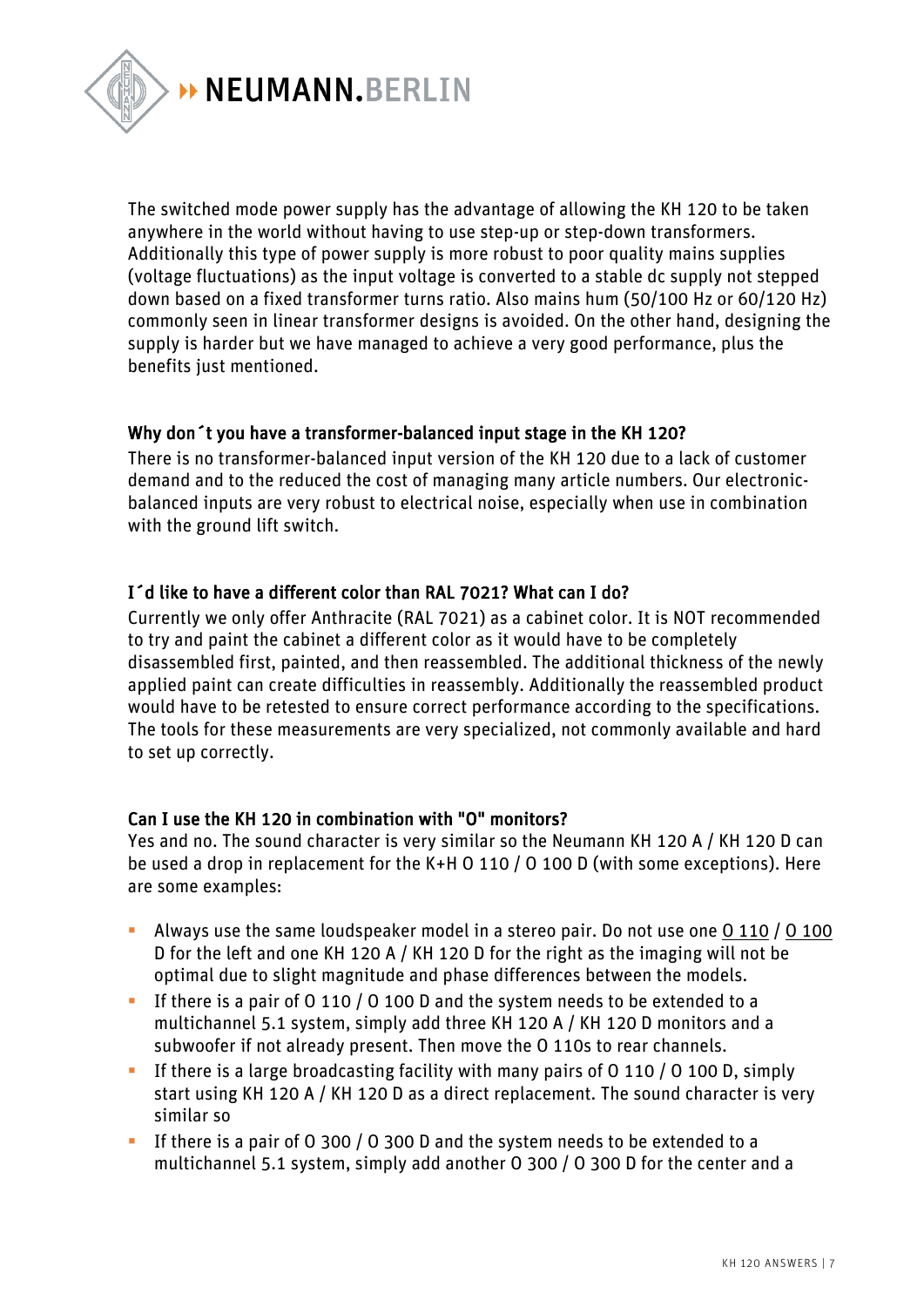The switched mode power supply has the advantage of allowing the KH 120 to be taken anywhere in the world without having to use step-up or step-down transformers. Additionally this type of power supply is more robust to poor quality mains supplies (voltage fluctuations) as the input voltage is converted to a stable dc supply not stepped down based on a fixed transformer turns ratio. Also mains hum (50/100 Hz or 60/120 Hz) commonly seen in linear transformer designs is avoided. On the other hand, designing the supply is harder but we have managed to achieve a very good performance, plus the benefits just mentioned.

### Why don´t you have a transformer-balanced input stage in the KH 120?

There is no transformer-balanced input version of the KH 120 due to a lack of customer demand and to the reduced the cost of managing many article numbers. Our electronic-balanced inputs are very robust to electrical noise, especially when use in combination with the ground lift switch.

### I´d like to have a different color than RAL 7021? What can I do?

Currently we only offer Anthracite (RAL 7021) as a cabinet color. It is NOT recommended to try and paint the cabinet a different color as it would have to be completely disassembled first, painted, and then reassembled. The additional thickness of the newly applied paint can create difficulties in reassembly. Additionally the reassembled product would have to be retested to ensure correct performance according to the specifications. The tools for these measurements are very specialized, not commonly available and hard to set up correctly.

### Can I use the KH 120 in combination with "O" monitors?

Yes and no. The sound character is very similar so the Neumann KH 120 A / KH 120 D can be used a drop in replacement for the K+H O 110 / O 100 D (with some exceptions). Here are some examples:

- Always use the same loudspeaker model in a stereo pair. Do not use one O 110 / O 100 D for the left and one KH 120 A / KH 120 D for the right as the imaging will not be optimal due to slight magnitude and phase differences between the models.
- If there is a pair of O 110 / O 100 D and the system needs to be extended to a multichannel 5.1 system, simply add three KH 120 A / KH 120 D monitors and a subwoofer if not already present. Then move the O 110s to rear channels.
- If there is a large broadcasting facility with many pairs of O 110 / O 100 D, simply start using KH 120 A / KH 120 D as a direct replacement. The sound character is very similar so
- If there is a pair of O 300 / O 300 D and the system needs to be extended to a multichannel 5.1 system, simply add another O 300 / O 300 D for the center and a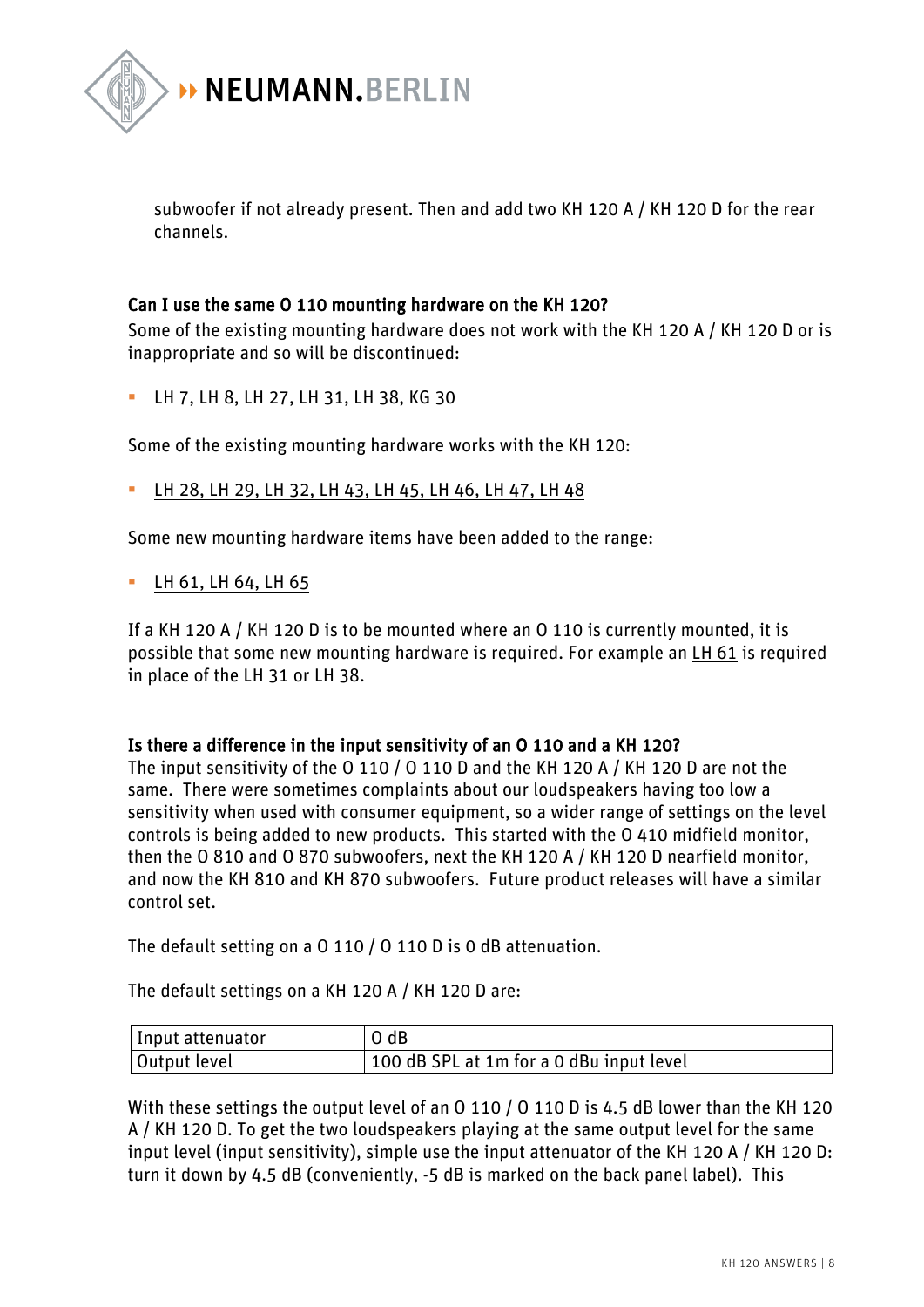subwoofer if not already present. Then and add two KH 120 A / KH 120 D for the rear channels.

### Can I use the same O 110 mounting hardware on the KH 120?

Some of the existing mounting hardware does not work with the KH 120 A / KH 120 D or is inappropriate and so will be discontinued:

- LH 7, LH 8, LH 27, LH 31, LH 38, KG 30

Some of the existing mounting hardware works with the KH 120:

- LH 28, LH 29, LH 32, LH 43, LH 45, LH 46, LH 47, LH 48

Some new mounting hardware items have been added to the range:

- LH 61, LH 64, LH 65

If a KH 120 A / KH 120 D is to be mounted where an O 110 is currently mounted, it is possible that some new mounting hardware is required. For example an LH 61 is required in place of the LH 31 or LH 38.

### Is there a difference in the input sensitivity of an O 110 and a KH 120?

The input sensitivity of the O 110 / O 110 D and the KH 120 A / KH 120 D are not the same. There were sometimes complaints about our loudspeakers having too low a sensitivity when used with consumer equipment, so a wider range of settings on the level controls is being added to new products. This started with the O 410 midfield monitor, then the O 810 and O 870 subwoofers, next the KH 120 A / KH 120 D nearfield monitor, and now the KH 810 and KH 870 subwoofers. Future product releases will have a similar control set.

The default setting on a O 110 / O 110 D is 0 dB attenuation.

The default settings on a KH 120 A / KH 120 D are:

| Input attenuator | 0 dB |
|---|---|
| Output level | 100 dB SPL at 1m for a 0 dBu input level |

With these settings the output level of an O 110 / O 110 D is 4.5 dB lower than the KH 120 A / KH 120 D. To get the two loudspeakers playing at the same output level for the same input level (input sensitivity), simple use the input attenuator of the KH 120 A / KH 120 D: turn it down by 4.5 dB (conveniently, -5 dB is marked on the back panel label). This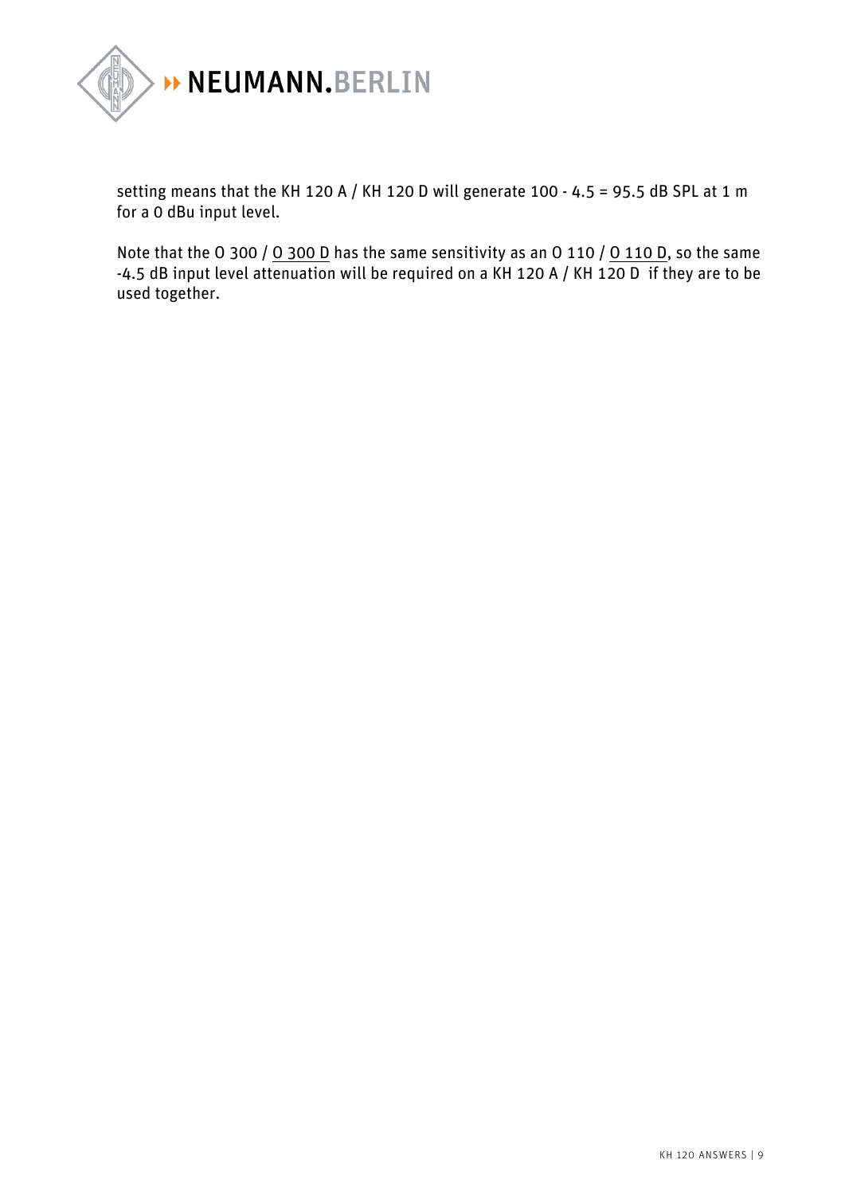setting means that the KH 120 A / KH 120 D will generate 100 - 4.5 = 95.5 dB SPL at 1 m for a 0 dBu input level.

Note that the O 300 / O 300 D has the same sensitivity as an O 110 / O 110 D, so the same -4.5 dB input level attenuation will be required on a KH 120 A / KH 120 D if they are to be used together.